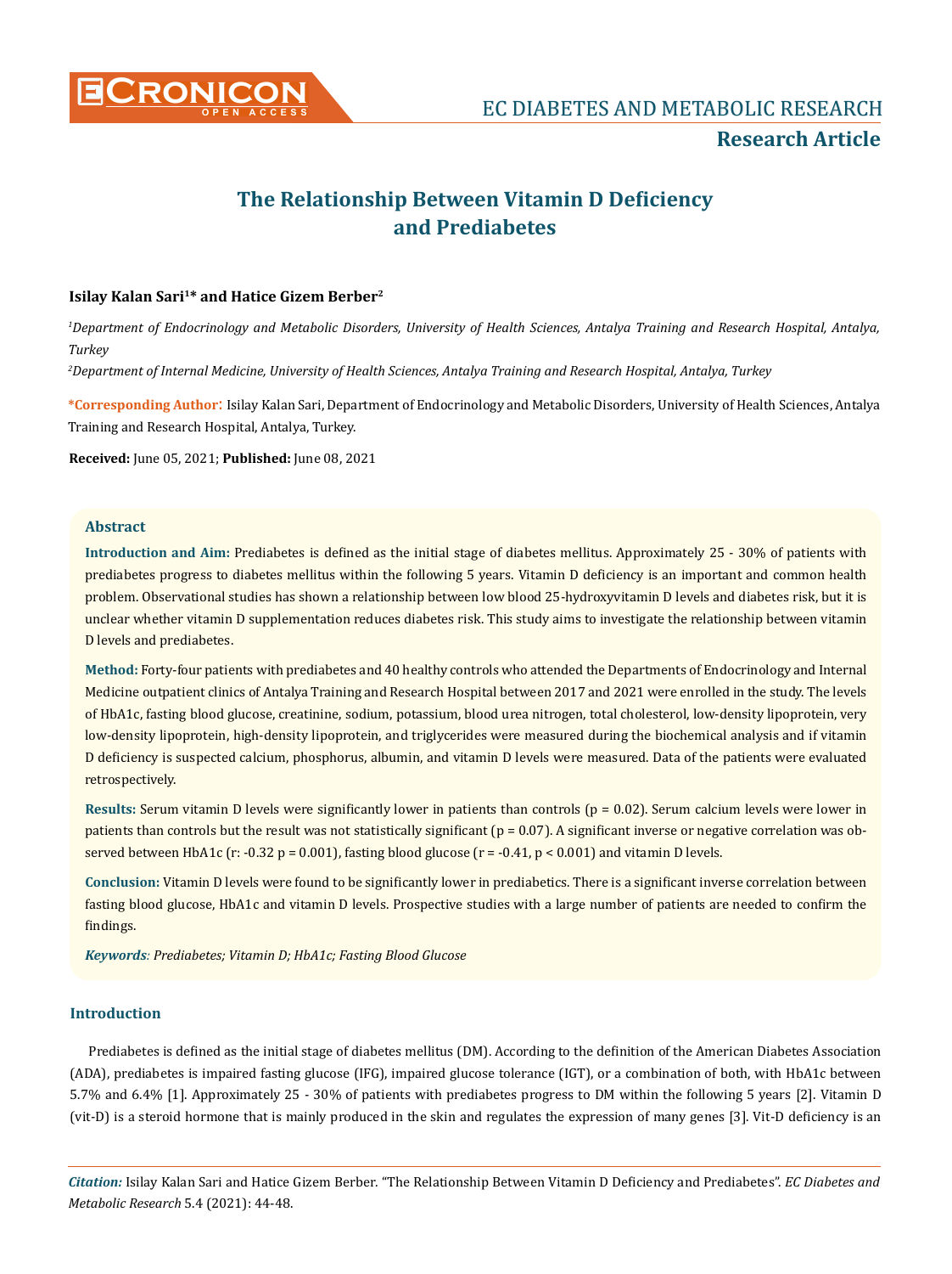Research Article

# The Relationship Between Vitamin D Deficiency and Prediabetes

**Isilay Kalan Sari[1]* and Hatice Gizem Berber[2]**

*[1]Department of Endocrinology and Metabolic Disorders, University of Health Sciences, Antalya Training and Research Hospital, Antalya, Turkey*

*[2]Department of Internal Medicine, University of Health Sciences, Antalya Training and Research Hospital, Antalya, Turkey*

***Corresponding Author**: Isilay Kalan Sari, Department of Endocrinology and Metabolic Disorders, University of Health Sciences, Antalya Training and Research Hospital, Antalya, Turkey.

**Received:** June 05, 2021; **Published:** June 08, 2021

## Abstract

**Introduction and Aim:** Prediabetes is defined as the initial stage of diabetes mellitus. Approximately 25 - 30% of patients with prediabetes progress to diabetes mellitus within the following 5 years. Vitamin D deficiency is an important and common health problem. Observational studies has shown a relationship between low blood 25-hydroxyvitamin D levels and diabetes risk, but it is unclear whether vitamin D supplementation reduces diabetes risk. This study aims to investigate the relationship between vitamin D levels and prediabetes.

**Method:** Forty-four patients with prediabetes and 40 healthy controls who attended the Departments of Endocrinology and Internal Medicine outpatient clinics of Antalya Training and Research Hospital between 2017 and 2021 were enrolled in the study. The levels of HbA1c, fasting blood glucose, creatinine, sodium, potassium, blood urea nitrogen, total cholesterol, low-density lipoprotein, very low-density lipoprotein, high-density lipoprotein, and triglycerides were measured during the biochemical analysis and if vitamin D deficiency is suspected calcium, phosphorus, albumin, and vitamin D levels were measured. Data of the patients were evaluated retrospectively.

**Results:** Serum vitamin D levels were significantly lower in patients than controls ($p = 0.02$). Serum calcium levels were lower in patients than controls but the result was not statistically significant ($p = 0.07$). A significant inverse or negative correlation was observed between HbA1c ($r$: -0.32 $p = 0.001$), fasting blood glucose ($r = -0.41$, $p < 0.001$) and vitamin D levels.

**Conclusion:** Vitamin D levels were found to be significantly lower in prediabetics. There is a significant inverse correlation between fasting blood glucose, HbA1c and vitamin D levels. Prospective studies with a large number of patients are needed to confirm the findings.

***Keywords**: Prediabetes; Vitamin D; HbA1c; Fasting Blood Glucose*

## Introduction

Prediabetes is defined as the initial stage of diabetes mellitus (DM). According to the definition of the American Diabetes Association (ADA), prediabetes is impaired fasting glucose (IFG), impaired glucose tolerance (IGT), or a combination of both, with HbA1c between 5.7% and 6.4% [1]. Approximately 25 - 30% of patients with prediabetes progress to DM within the following 5 years [2]. Vitamin D (vit-D) is a steroid hormone that is mainly produced in the skin and regulates the expression of many genes [3]. Vit-D deficiency is an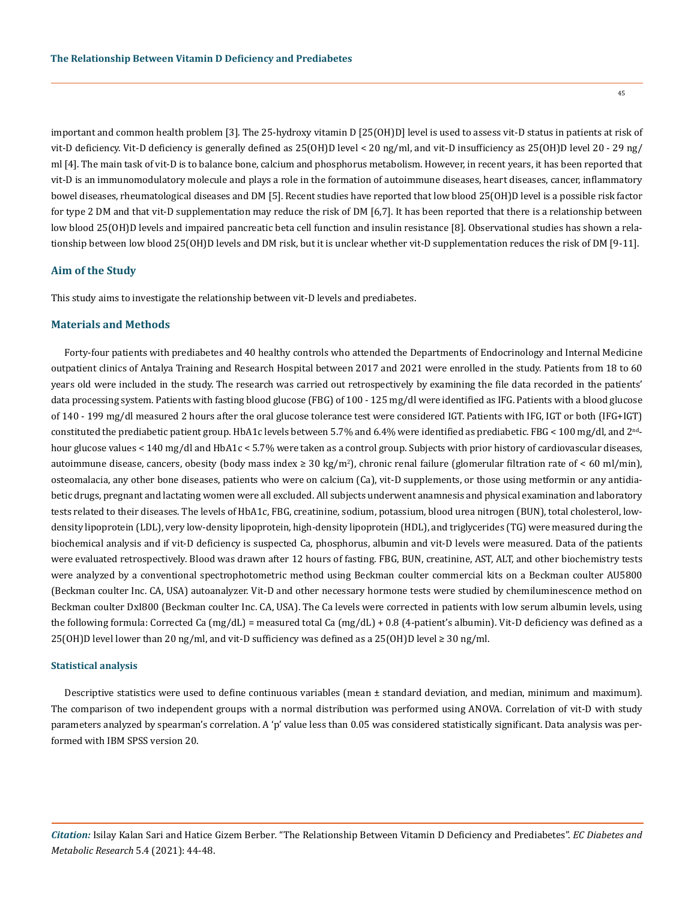important and common health problem [3]. The 25-hydroxy vitamin D [25(OH)D] level is used to assess vit-D status in patients at risk of vit-D deficiency. Vit-D deficiency is generally defined as 25(OH)D level < 20 ng/ml, and vit-D insufficiency as 25(OH)D level 20 - 29 ng/ml [4]. The main task of vit-D is to balance bone, calcium and phosphorus metabolism. However, in recent years, it has been reported that vit-D is an immunomodulatory molecule and plays a role in the formation of autoimmune diseases, heart diseases, cancer, inflammatory bowel diseases, rheumatological diseases and DM [5]. Recent studies have reported that low blood 25(OH)D level is a possible risk factor for type 2 DM and that vit-D supplementation may reduce the risk of DM [6,7]. It has been reported that there is a relationship between low blood 25(OH)D levels and impaired pancreatic beta cell function and insulin resistance [8]. Observational studies has shown a relationship between low blood 25(OH)D levels and DM risk, but it is unclear whether vit-D supplementation reduces the risk of DM [9-11].

## Aim of the Study

This study aims to investigate the relationship between vit-D levels and prediabetes.

## Materials and Methods

Forty-four patients with prediabetes and 40 healthy controls who attended the Departments of Endocrinology and Internal Medicine outpatient clinics of Antalya Training and Research Hospital between 2017 and 2021 were enrolled in the study. Patients from 18 to 60 years old were included in the study. The research was carried out retrospectively by examining the file data recorded in the patients' data processing system. Patients with fasting blood glucose (FBG) of 100 - 125 mg/dl were identified as IFG. Patients with a blood glucose of 140 - 199 mg/dl measured 2 hours after the oral glucose tolerance test were considered IGT. Patients with IFG, IGT or both (IFG+IGT) constituted the prediabetic patient group. HbA1c levels between 5.7% and 6.4% were identified as prediabetic. FBG < 100 mg/dl, and 2$^{nd}$-hour glucose values < 140 mg/dl and HbA1c < 5.7% were taken as a control group. Subjects with prior history of cardiovascular diseases, autoimmune disease, cancers, obesity (body mass index ≥ 30 kg/m$^2$), chronic renal failure (glomerular filtration rate of < 60 ml/min), osteomalacia, any other bone diseases, patients who were on calcium (Ca), vit-D supplements, or those using metformin or any antidiabetic drugs, pregnant and lactating women were all excluded. All subjects underwent anamnesis and physical examination and laboratory tests related to their diseases. The levels of HbA1c, FBG, creatinine, sodium, potassium, blood urea nitrogen (BUN), total cholesterol, low-density lipoprotein (LDL), very low-density lipoprotein, high-density lipoprotein (HDL), and triglycerides (TG) were measured during the biochemical analysis and if vit-D deficiency is suspected Ca, phosphorus, albumin and vit-D levels were measured. Data of the patients were evaluated retrospectively. Blood was drawn after 12 hours of fasting. FBG, BUN, creatinine, AST, ALT, and other biochemistry tests were analyzed by a conventional spectrophotometric method using Beckman coulter commercial kits on a Beckman coulter AU5800 (Beckman coulter Inc. CA, USA) autoanalyzer. Vit-D and other necessary hormone tests were studied by chemiluminescence method on Beckman coulter DxI800 (Beckman coulter Inc. CA, USA). The Ca levels were corrected in patients with low serum albumin levels, using the following formula: Corrected Ca (mg/dL) = measured total Ca (mg/dL) + 0.8 (4-patient's albumin). Vit-D deficiency was defined as a 25(OH)D level lower than 20 ng/ml, and vit-D sufficiency was defined as a 25(OH)D level ≥ 30 ng/ml.

### Statistical analysis

Descriptive statistics were used to define continuous variables (mean ± standard deviation, and median, minimum and maximum). The comparison of two independent groups with a normal distribution was performed using ANOVA. Correlation of vit-D with study parameters analyzed by spearman's correlation. A 'p' value less than 0.05 was considered statistically significant. Data analysis was performed with IBM SPSS version 20.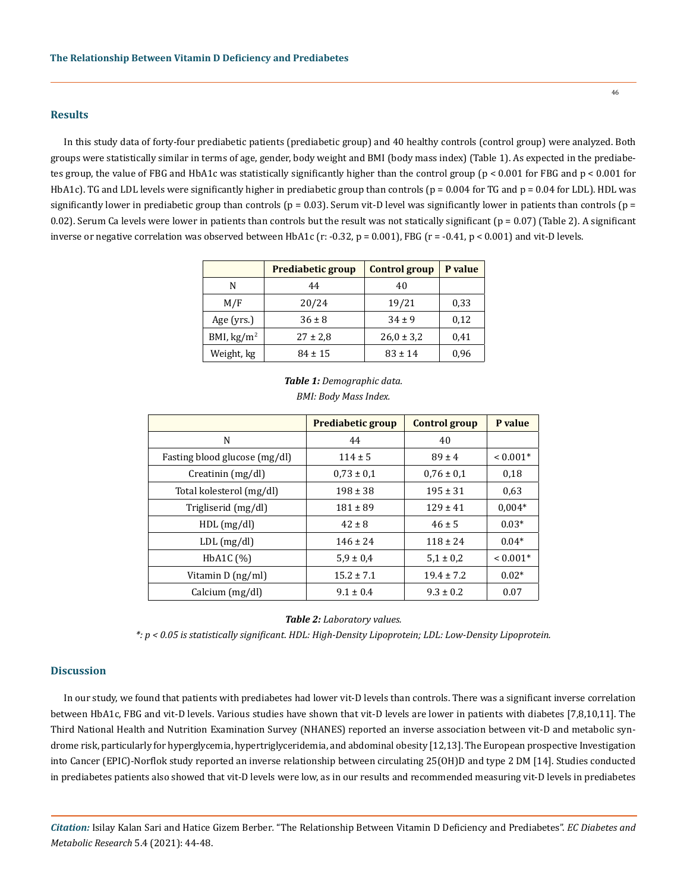## Results

In this study data of forty-four prediabetic patients (prediabetic group) and 40 healthy controls (control group) were analyzed. Both groups were statistically similar in terms of age, gender, body weight and BMI (body mass index) (Table 1). As expected in the prediabetes group, the value of FBG and HbA1c was statistically significantly higher than the control group ($p < 0.001$ for FBG and $p < 0.001$ for HbA1c). TG and LDL levels were significantly higher in prediabetic group than controls ($p = 0.004$ for TG and $p = 0.04$ for LDL). HDL was significantly lower in prediabetic group than controls ($p = 0.03$). Serum vit-D level was significantly lower in patients than controls ($p = 0.02$). Serum Ca levels were lower in patients than controls but the result was not statically significant ($p = 0.07$) (Table 2). A significant inverse or negative correlation was observed between HbA1c (r: -0.32, $p = 0.001$), FBG ($r = -0.41$, $p < 0.001$) and vit-D levels.

| | Prediabetic group | Control group | P value |
|---|---|---|---|
| N | 44 | 40 | |
| M/F | 20/24 | 19/21 | 0,33 |
| Age (yrs.) | 36 ± 8 | 34 ± 9 | 0,12 |
| BMI, kg/m$^2$ | 27 ± 2,8 | 26,0 ± 3,2 | 0,41 |
| Weight, kg | 84 ± 15 | 83 ± 14 | 0,96 |

***Table 1:** Demographic data.*
*BMI: Body Mass Index.*

| | Prediabetic group | Control group | P value |
|---|---|---|---|
| N | 44 | 40 | |
| Fasting blood glucose (mg/dl) | 114 ± 5 | 89 ± 4 | < 0.001* |
| Creatinin (mg/dl) | 0,73 ± 0,1 | 0,76 ± 0,1 | 0,18 |
| Total kolesterol (mg/dl) | 198 ± 38 | 195 ± 31 | 0,63 |
| Trigliserid (mg/dl) | 181 ± 89 | 129 ± 41 | 0,004* |
| HDL (mg/dl) | 42 ± 8 | 46 ± 5 | 0.03* |
| LDL (mg/dl) | 146 ± 24 | 118 ± 24 | 0.04* |
| HbA1C (%) | 5,9 ± 0,4 | 5,1 ± 0,2 | < 0.001* |
| Vitamin D (ng/ml) | 15.2 ± 7.1 | 19.4 ± 7.2 | 0.02* |
| Calcium (mg/dl) | 9.1 ± 0.4 | 9.3 ± 0.2 | 0.07 |

***Table 2:** Laboratory values.*
**: $p < 0.05$ is statistically significant. HDL: High-Density Lipoprotein; LDL: Low-Density Lipoprotein.*

## Discussion

In our study, we found that patients with prediabetes had lower vit-D levels than controls. There was a significant inverse correlation between HbA1c, FBG and vit-D levels. Various studies have shown that vit-D levels are lower in patients with diabetes [7,8,10,11]. The Third National Health and Nutrition Examination Survey (NHANES) reported an inverse association between vit-D and metabolic syndrome risk, particularly for hyperglycemia, hypertriglyceridemia, and abdominal obesity [12,13]. The European prospective Investigation into Cancer (EPIC)-Norflok study reported an inverse relationship between circulating 25(OH)D and type 2 DM [14]. Studies conducted in prediabetes patients also showed that vit-D levels were low, as in our results and recommended measuring vit-D levels in prediabetes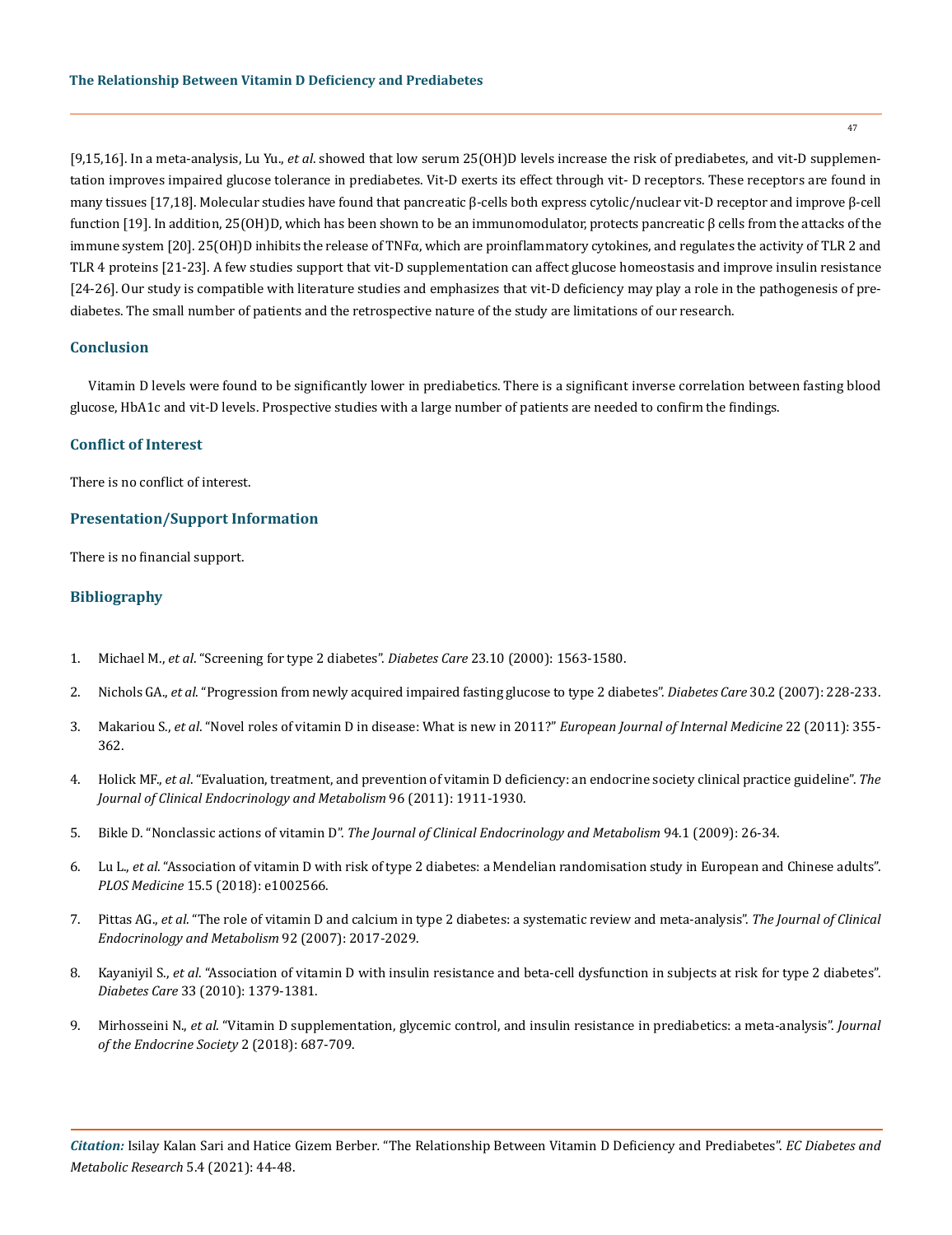[9,15,16]. In a meta-analysis, Lu Yu., *et al.* showed that low serum 25(OH)D levels increase the risk of prediabetes, and vit-D supplementation improves impaired glucose tolerance in prediabetes. Vit-D exerts its effect through vit- D receptors. These receptors are found in many tissues [17,18]. Molecular studies have found that pancreatic β-cells both express cytolic/nuclear vit-D receptor and improve β-cell function [19]. In addition, 25(OH)D, which has been shown to be an immunomodulator, protects pancreatic β cells from the attacks of the immune system [20]. 25(OH)D inhibits the release of TNFα, which are proinflammatory cytokines, and regulates the activity of TLR 2 and TLR 4 proteins [21-23]. A few studies support that vit-D supplementation can affect glucose homeostasis and improve insulin resistance [24-26]. Our study is compatible with literature studies and emphasizes that vit-D deficiency may play a role in the pathogenesis of prediabetes. The small number of patients and the retrospective nature of the study are limitations of our research.

## Conclusion

Vitamin D levels were found to be significantly lower in prediabetics. There is a significant inverse correlation between fasting blood glucose, HbA1c and vit-D levels. Prospective studies with a large number of patients are needed to confirm the findings.

## Conflict of Interest

There is no conflict of interest.

## Presentation/Support Information

There is no financial support.

## Bibliography

1. Michael M., *et al*. "Screening for type 2 diabetes". *Diabetes Care* 23.10 (2000): 1563-1580.
2. Nichols GA., *et al*. "Progression from newly acquired impaired fasting glucose to type 2 diabetes". *Diabetes Care* 30.2 (2007): 228-233.
3. Makariou S., *et al*. "Novel roles of vitamin D in disease: What is new in 2011?" *European Journal of Internal Medicine* 22 (2011): 355-362.
4. Holick MF., *et al*. "Evaluation, treatment, and prevention of vitamin D deficiency: an endocrine society clinical practice guideline". *The Journal of Clinical Endocrinology and Metabolism* 96 (2011): 1911-1930.
5. Bikle D. "Nonclassic actions of vitamin D". *The Journal of Clinical Endocrinology and Metabolism* 94.1 (2009): 26-34.
6. Lu L., *et al*. "Association of vitamin D with risk of type 2 diabetes: a Mendelian randomisation study in European and Chinese adults". *PLOS Medicine* 15.5 (2018): e1002566.
7. Pittas AG., *et al*. "The role of vitamin D and calcium in type 2 diabetes: a systematic review and meta-analysis". *The Journal of Clinical Endocrinology and Metabolism* 92 (2007): 2017-2029.
8. Kayaniyil S., *et al*. "Association of vitamin D with insulin resistance and beta-cell dysfunction in subjects at risk for type 2 diabetes". *Diabetes Care* 33 (2010): 1379-1381.
9. Mirhosseini N., *et al*. "Vitamin D supplementation, glycemic control, and insulin resistance in prediabetics: a meta-analysis". *Journal of the Endocrine Society* 2 (2018): 687-709.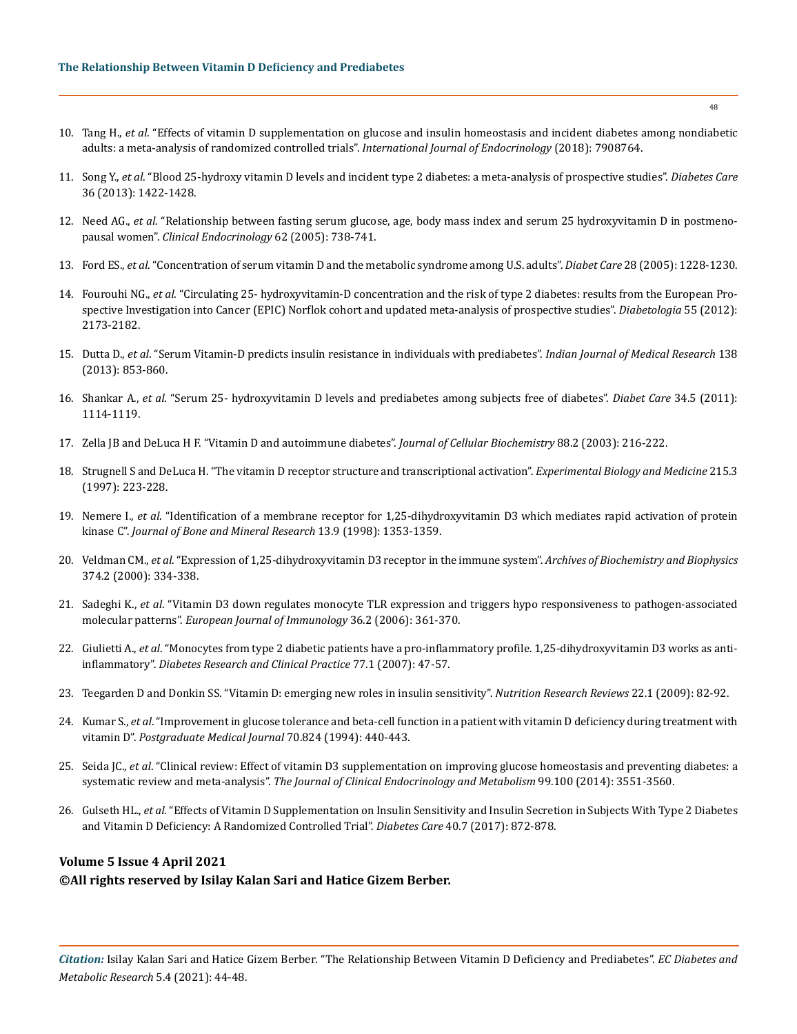10. Tang H., *et al*. "Effects of vitamin D supplementation on glucose and insulin homeostasis and incident diabetes among nondiabetic adults: a meta-analysis of randomized controlled trials". *International Journal of Endocrinology* (2018): 7908764.
11. Song Y., *et al*. "Blood 25-hydroxy vitamin D levels and incident type 2 diabetes: a meta-analysis of prospective studies". *Diabetes Care* 36 (2013): 1422-1428.
12. Need AG., *et al*. "Relationship between fasting serum glucose, age, body mass index and serum 25 hydroxyvitamin D in postmenopausal women". *Clinical Endocrinology* 62 (2005): 738-741.
13. Ford ES., *et al*. "Concentration of serum vitamin D and the metabolic syndrome among U.S. adults". *Diabet Care* 28 (2005): 1228-1230.
14. Fourouhi NG., *et al*. "Circulating 25- hydroxyvitamin-D concentration and the risk of type 2 diabetes: results from the European Prospective Investigation into Cancer (EPIC) Norflok cohort and updated meta-analysis of prospective studies". *Diabetologia* 55 (2012): 2173-2182.
15. Dutta D., *et al*. "Serum Vitamin-D predicts insulin resistance in individuals with prediabetes". *Indian Journal of Medical Research* 138 (2013): 853-860.
16. Shankar A., *et al*. "Serum 25- hydroxyvitamin D levels and prediabetes among subjects free of diabetes". *Diabet Care* 34.5 (2011): 1114-1119.
17. Zella JB and DeLuca H F. "Vitamin D and autoimmune diabetes". *Journal of Cellular Biochemistry* 88.2 (2003): 216-222.
18. Strugnell S and DeLuca H. "The vitamin D receptor structure and transcriptional activation". *Experimental Biology and Medicine* 215.3 (1997): 223-228.
19. Nemere I., *et al*. "Identification of a membrane receptor for 1,25-dihydroxyvitamin D3 which mediates rapid activation of protein kinase C". *Journal of Bone and Mineral Research* 13.9 (1998): 1353-1359.
20. Veldman CM., *et al*. "Expression of 1,25-dihydroxyvitamin D3 receptor in the immune system". *Archives of Biochemistry and Biophysics* 374.2 (2000): 334-338.
21. Sadeghi K., *et al*. "Vitamin D3 down regulates monocyte TLR expression and triggers hypo responsiveness to pathogen-associated molecular patterns". *European Journal of Immunology* 36.2 (2006): 361-370.
22. Giulietti A., *et al*. "Monocytes from type 2 diabetic patients have a pro-inflammatory profile. 1,25-dihydroxyvitamin D3 works as anti-inflammatory". *Diabetes Research and Clinical Practice* 77.1 (2007): 47-57.
23. Teegarden D and Donkin SS. "Vitamin D: emerging new roles in insulin sensitivity". *Nutrition Research Reviews* 22.1 (2009): 82-92.
24. Kumar S., *et al*. "Improvement in glucose tolerance and beta-cell function in a patient with vitamin D deficiency during treatment with vitamin D". *Postgraduate Medical Journal* 70.824 (1994): 440-443.
25. Seida JC., *et al*. "Clinical review: Effect of vitamin D3 supplementation on improving glucose homeostasis and preventing diabetes: a systematic review and meta-analysis". *The Journal of Clinical Endocrinology and Metabolism* 99.100 (2014): 3551-3560.
26. Gulseth HL., *et al*. "Effects of Vitamin D Supplementation on Insulin Sensitivity and Insulin Secretion in Subjects With Type 2 Diabetes and Vitamin D Deficiency: A Randomized Controlled Trial". *Diabetes Care* 40.7 (2017): 872-878.

**Volume 5 Issue 4 April 2021**
**©All rights reserved by Isilay Kalan Sari and Hatice Gizem Berber.**